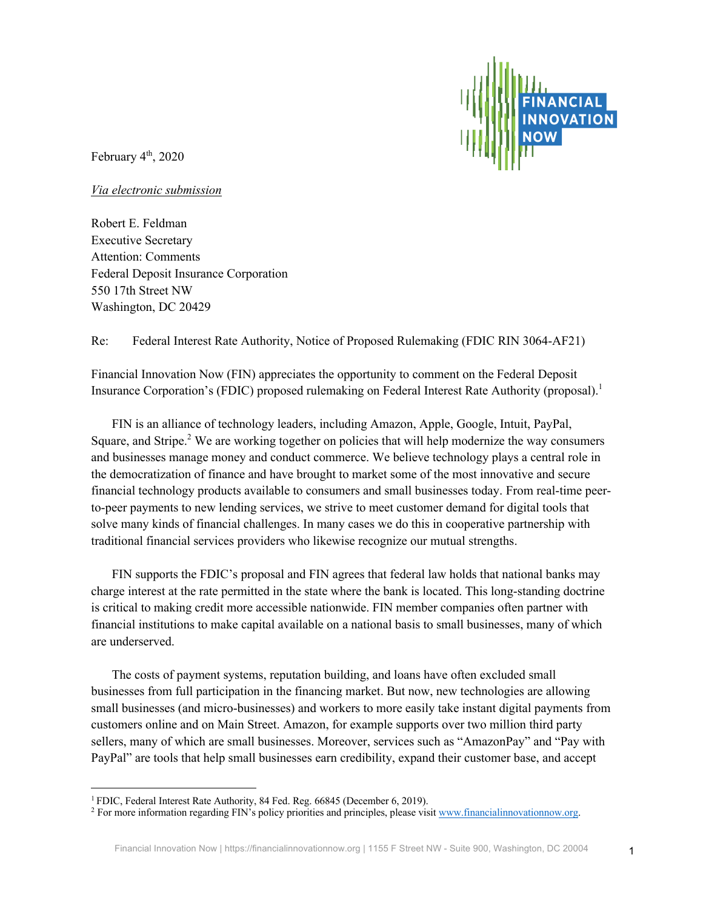February 4th, 2020

*Via electronic submission*

Robert E. Feldman  
Executive Secretary  
Attention: Comments  
Federal Deposit Insurance Corporation  
550 17th Street NW  
Washington, DC 20429

Re: Federal Interest Rate Authority, Notice of Proposed Rulemaking (FDIC RIN 3064-AF21)

Financial Innovation Now (FIN) appreciates the opportunity to comment on the Federal Deposit Insurance Corporation's (FDIC) proposed rulemaking on Federal Interest Rate Authority (proposal).[1]

FIN is an alliance of technology leaders, including Amazon, Apple, Google, Intuit, PayPal, Square, and Stripe.[2] We are working together on policies that will help modernize the way consumers and businesses manage money and conduct commerce. We believe technology plays a central role in the democratization of finance and have brought to market some of the most innovative and secure financial technology products available to consumers and small businesses today. From real-time peer-to-peer payments to new lending services, we strive to meet customer demand for digital tools that solve many kinds of financial challenges. In many cases we do this in cooperative partnership with traditional financial services providers who likewise recognize our mutual strengths.

FIN supports the FDIC's proposal and FIN agrees that federal law holds that national banks may charge interest at the rate permitted in the state where the bank is located. This long-standing doctrine is critical to making credit more accessible nationwide. FIN member companies often partner with financial institutions to make capital available on a national basis to small businesses, many of which are underserved.

The costs of payment systems, reputation building, and loans have often excluded small businesses from full participation in the financing market. But now, new technologies are allowing small businesses (and micro-businesses) and workers to more easily take instant digital payments from customers online and on Main Street. Amazon, for example supports over two million third party sellers, many of which are small businesses. Moreover, services such as "AmazonPay" and "Pay with PayPal" are tools that help small businesses earn credibility, expand their customer base, and accept

---

[1] FDIC, Federal Interest Rate Authority, 84 Fed. Reg. 66845 (December 6, 2019).

[2] For more information regarding FIN's policy priorities and principles, please visit www.financialinnovationnow.org.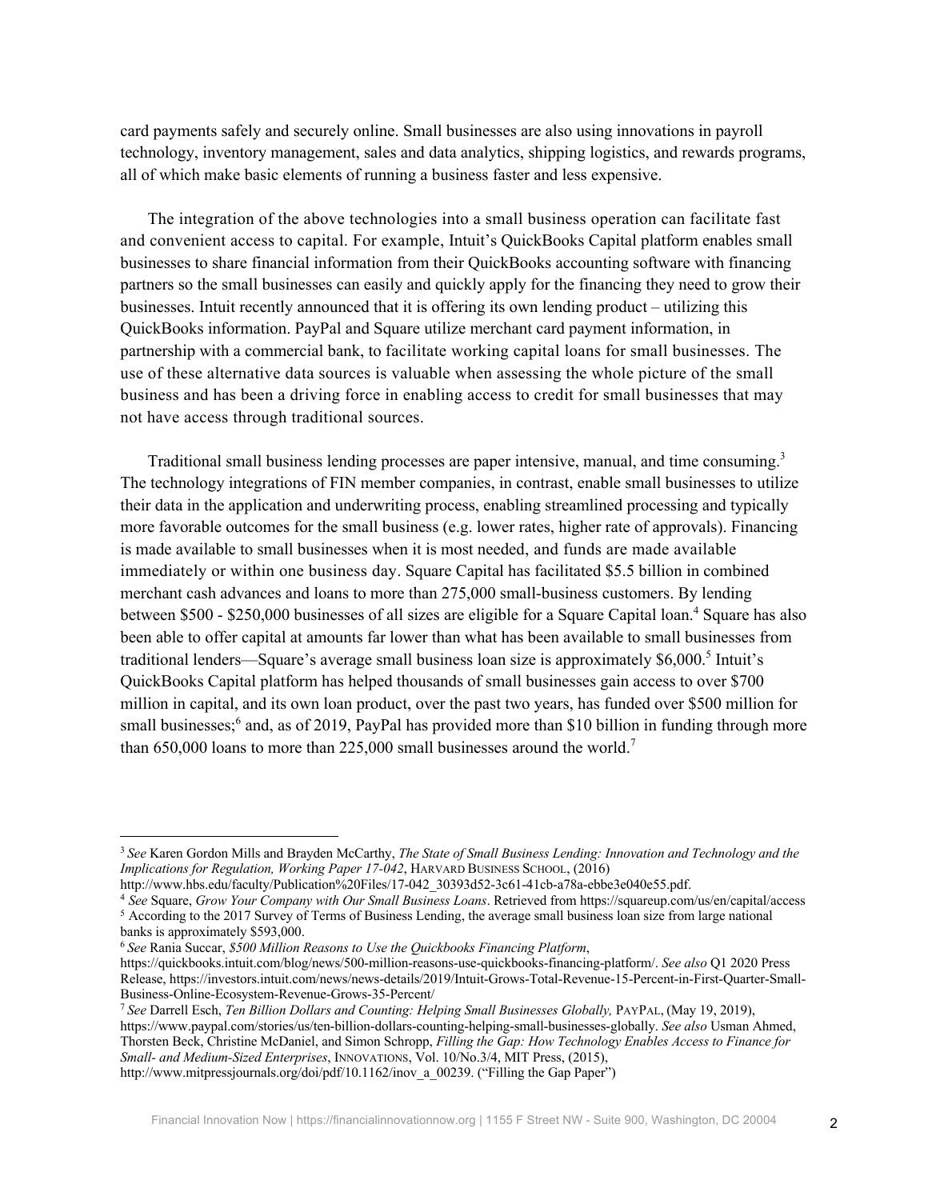card payments safely and securely online. Small businesses are also using innovations in payroll technology, inventory management, sales and data analytics, shipping logistics, and rewards programs, all of which make basic elements of running a business faster and less expensive.

The integration of the above technologies into a small business operation can facilitate fast and convenient access to capital. For example, Intuit's QuickBooks Capital platform enables small businesses to share financial information from their QuickBooks accounting software with financing partners so the small businesses can easily and quickly apply for the financing they need to grow their businesses. Intuit recently announced that it is offering its own lending product – utilizing this QuickBooks information. PayPal and Square utilize merchant card payment information, in partnership with a commercial bank, to facilitate working capital loans for small businesses. The use of these alternative data sources is valuable when assessing the whole picture of the small business and has been a driving force in enabling access to credit for small businesses that may not have access through traditional sources.

Traditional small business lending processes are paper intensive, manual, and time consuming.[3] The technology integrations of FIN member companies, in contrast, enable small businesses to utilize their data in the application and underwriting process, enabling streamlined processing and typically more favorable outcomes for the small business (e.g. lower rates, higher rate of approvals). Financing is made available to small businesses when it is most needed, and funds are made available immediately or within one business day. Square Capital has facilitated $5.5 billion in combined merchant cash advances and loans to more than 275,000 small-business customers. By lending between $500 - $250,000 businesses of all sizes are eligible for a Square Capital loan.[4] Square has also been able to offer capital at amounts far lower than what has been available to small businesses from traditional lenders—Square's average small business loan size is approximately $6,000.[5] Intuit's QuickBooks Capital platform has helped thousands of small businesses gain access to over $700 million in capital, and its own loan product, over the past two years, has funded over $500 million for small businesses;[6] and, as of 2019, PayPal has provided more than $10 billion in funding through more than 650,000 loans to more than 225,000 small businesses around the world.[7]

---

[3] *See* Karen Gordon Mills and Brayden McCarthy, *The State of Small Business Lending: Innovation and Technology and the Implications for Regulation, Working Paper 17-042*, HARVARD BUSINESS SCHOOL, (2016) http://www.hbs.edu/faculty/Publication%20Files/17-042_30393d52-3c61-41cb-a78a-ebbe3e040e55.pdf.

[4] *See* Square, *Grow Your Company with Our Small Business Loans*. Retrieved from https://squareup.com/us/en/capital/access

[5] According to the 2017 Survey of Terms of Business Lending, the average small business loan size from large national banks is approximately $593,000.

[6] *See* Rania Succar, *$500 Million Reasons to Use the Quickbooks Financing Platform*, https://quickbooks.intuit.com/blog/news/500-million-reasons-use-quickbooks-financing-platform/. *See also* Q1 2020 Press Release, https://investors.intuit.com/news/news-details/2019/Intuit-Grows-Total-Revenue-15-Percent-in-First-Quarter-Small-Business-Online-Ecosystem-Revenue-Grows-35-Percent/

[7] *See* Darrell Esch, *Ten Billion Dollars and Counting: Helping Small Businesses Globally,* PAYPAL, (May 19, 2019), https://www.paypal.com/stories/us/ten-billion-dollars-counting-helping-small-businesses-globally. *See also* Usman Ahmed, Thorsten Beck, Christine McDaniel, and Simon Schropp, *Filling the Gap: How Technology Enables Access to Finance for Small- and Medium-Sized Enterprises*, INNOVATIONS, Vol. 10/No.3/4, MIT Press, (2015), http://www.mitpressjournals.org/doi/pdf/10.1162/inov_a_00239. ("Filling the Gap Paper")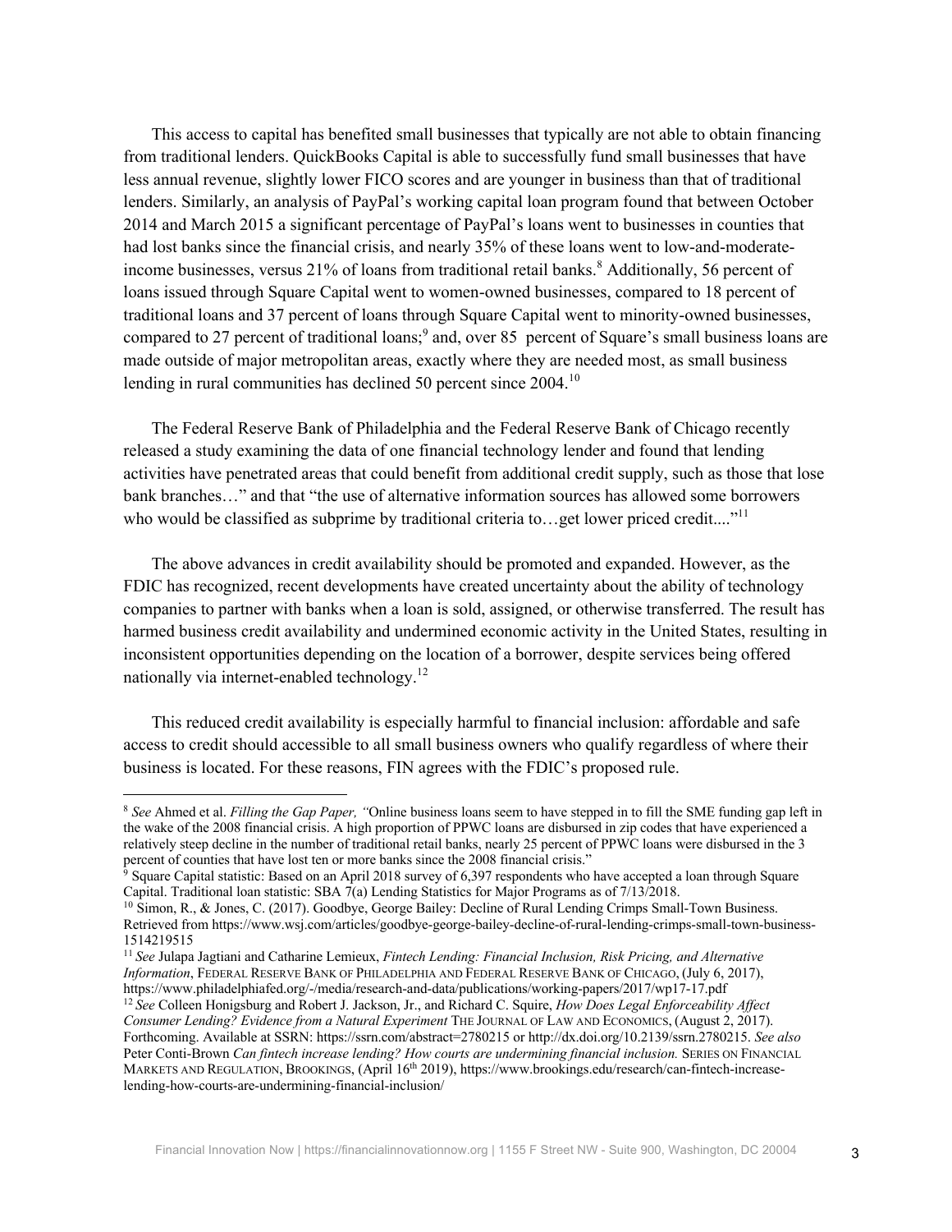This access to capital has benefited small businesses that typically are not able to obtain financing from traditional lenders. QuickBooks Capital is able to successfully fund small businesses that have less annual revenue, slightly lower FICO scores and are younger in business than that of traditional lenders. Similarly, an analysis of PayPal's working capital loan program found that between October 2014 and March 2015 a significant percentage of PayPal's loans went to businesses in counties that had lost banks since the financial crisis, and nearly 35% of these loans went to low-and-moderate-income businesses, versus 21% of loans from traditional retail banks.[8] Additionally, 56 percent of loans issued through Square Capital went to women-owned businesses, compared to 18 percent of traditional loans and 37 percent of loans through Square Capital went to minority-owned businesses, compared to 27 percent of traditional loans;[9] and, over 85 percent of Square's small business loans are made outside of major metropolitan areas, exactly where they are needed most, as small business lending in rural communities has declined 50 percent since 2004.[10]

The Federal Reserve Bank of Philadelphia and the Federal Reserve Bank of Chicago recently released a study examining the data of one financial technology lender and found that lending activities have penetrated areas that could benefit from additional credit supply, such as those that lose bank branches…" and that "the use of alternative information sources has allowed some borrowers who would be classified as subprime by traditional criteria to…get lower priced credit...."[11]

The above advances in credit availability should be promoted and expanded. However, as the FDIC has recognized, recent developments have created uncertainty about the ability of technology companies to partner with banks when a loan is sold, assigned, or otherwise transferred. The result has harmed business credit availability and undermined economic activity in the United States, resulting in inconsistent opportunities depending on the location of a borrower, despite services being offered nationally via internet-enabled technology.[12]

This reduced credit availability is especially harmful to financial inclusion: affordable and safe access to credit should accessible to all small business owners who qualify regardless of where their business is located. For these reasons, FIN agrees with the FDIC's proposed rule.

---

[8] *See* Ahmed et al. *Filling the Gap Paper, "*Online business loans seem to have stepped in to fill the SME funding gap left in the wake of the 2008 financial crisis. A high proportion of PPWC loans are disbursed in zip codes that have experienced a relatively steep decline in the number of traditional retail banks, nearly 25 percent of PPWC loans were disbursed in the 3 percent of counties that have lost ten or more banks since the 2008 financial crisis."

[9] Square Capital statistic: Based on an April 2018 survey of 6,397 respondents who have accepted a loan through Square Capital. Traditional loan statistic: SBA 7(a) Lending Statistics for Major Programs as of 7/13/2018.

[10] Simon, R., & Jones, C. (2017). Goodbye, George Bailey: Decline of Rural Lending Crimps Small-Town Business. Retrieved from https://www.wsj.com/articles/goodbye-george-bailey-decline-of-rural-lending-crimps-small-town-business-1514219515

[11] *See* Julapa Jagtiani and Catharine Lemieux, *Fintech Lending: Financial Inclusion, Risk Pricing, and Alternative Information*, Federal Reserve Bank of Philadelphia and Federal Reserve Bank of Chicago, (July 6, 2017), https://www.philadelphiafed.org/-/media/research-and-data/publications/working-papers/2017/wp17-17.pdf

[12] *See* Colleen Honigsburg and Robert J. Jackson, Jr., and Richard C. Squire, *How Does Legal Enforceability Affect Consumer Lending? Evidence from a Natural Experiment* The Journal of Law and Economics, (August 2, 2017). Forthcoming. Available at SSRN: https://ssrn.com/abstract=2780215 or http://dx.doi.org/10.2139/ssrn.2780215. *See also* Peter Conti-Brown *Can fintech increase lending? How courts are undermining financial inclusion.* Series on Financial Markets and Regulation, Brookings, (April 16th 2019), https://www.brookings.edu/research/can-fintech-increase-lending-how-courts-are-undermining-financial-inclusion/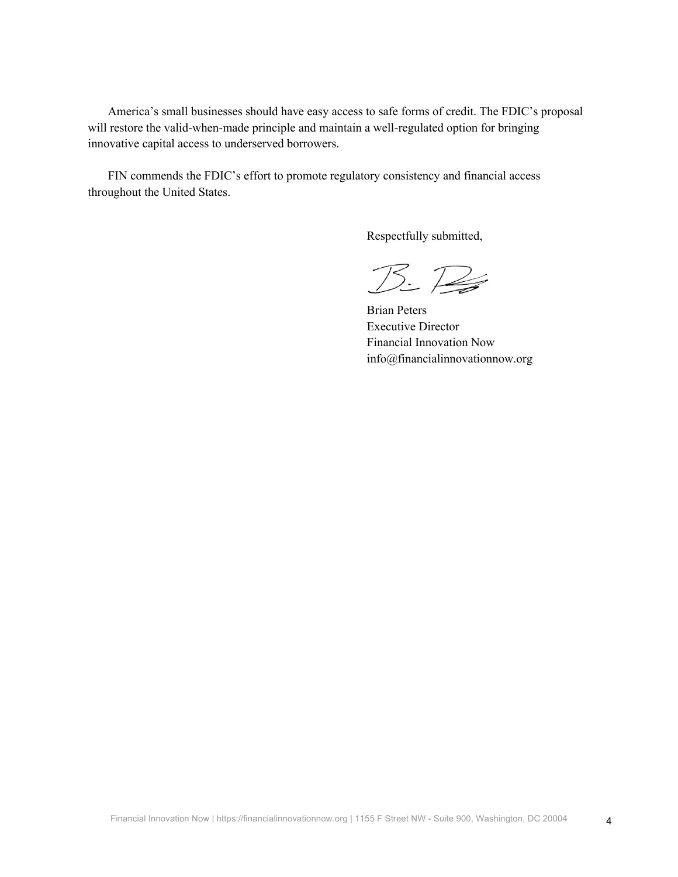America's small businesses should have easy access to safe forms of credit. The FDIC's proposal will restore the valid-when-made principle and maintain a well-regulated option for bringing innovative capital access to underserved borrowers.

FIN commends the FDIC's effort to promote regulatory consistency and financial access throughout the United States.

Respectfully submitted,

Brian Peters
Executive Director
Financial Innovation Now
info@financialinnovationnow.org